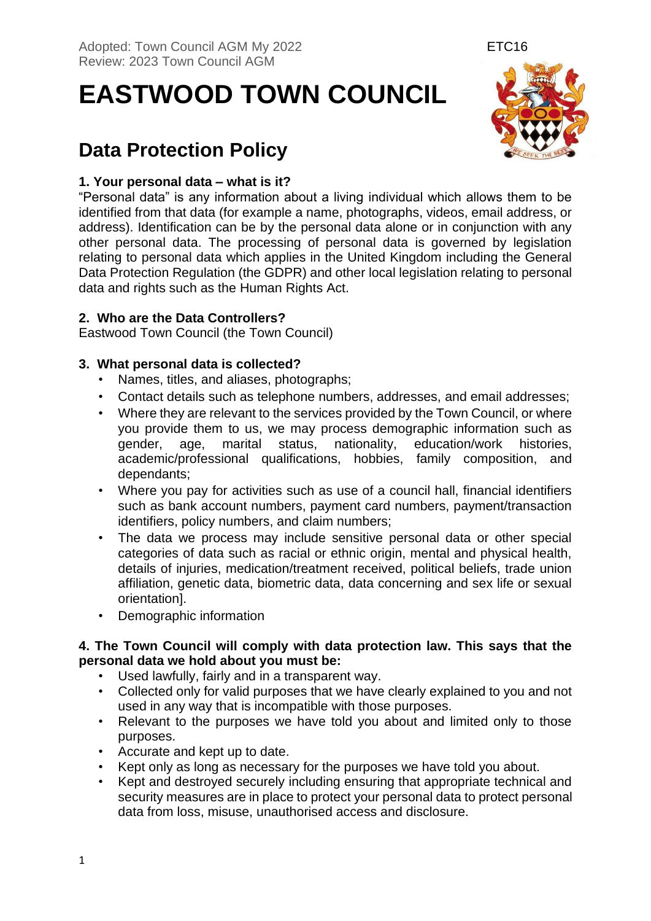Adopted: Town Council AGM My 2022
Review: 2023 Town Council AGM

ETC16

# EASTWOOD TOWN COUNCIL

## Data Protection Policy

### 1. Your personal data – what is it?

"Personal data" is any information about a living individual which allows them to be identified from that data (for example a name, photographs, videos, email address, or address). Identification can be by the personal data alone or in conjunction with any other personal data. The processing of personal data is governed by legislation relating to personal data which applies in the United Kingdom including the General Data Protection Regulation (the GDPR) and other local legislation relating to personal data and rights such as the Human Rights Act.

### 2. Who are the Data Controllers?

Eastwood Town Council (the Town Council)

### 3. What personal data is collected?

- Names, titles, and aliases, photographs;
- Contact details such as telephone numbers, addresses, and email addresses;
- Where they are relevant to the services provided by the Town Council, or where you provide them to us, we may process demographic information such as gender, age, marital status, nationality, education/work histories, academic/professional qualifications, hobbies, family composition, and dependants;
- Where you pay for activities such as use of a council hall, financial identifiers such as bank account numbers, payment card numbers, payment/transaction identifiers, policy numbers, and claim numbers;
- The data we process may include sensitive personal data or other special categories of data such as racial or ethnic origin, mental and physical health, details of injuries, medication/treatment received, political beliefs, trade union affiliation, genetic data, biometric data, data concerning and sex life or sexual orientation].
- Demographic information

### 4. The Town Council will comply with data protection law. This says that the personal data we hold about you must be:

- Used lawfully, fairly and in a transparent way.
- Collected only for valid purposes that we have clearly explained to you and not used in any way that is incompatible with those purposes.
- Relevant to the purposes we have told you about and limited only to those purposes.
- Accurate and kept up to date.
- Kept only as long as necessary for the purposes we have told you about.
- Kept and destroyed securely including ensuring that appropriate technical and security measures are in place to protect your personal data to protect personal data from loss, misuse, unauthorised access and disclosure.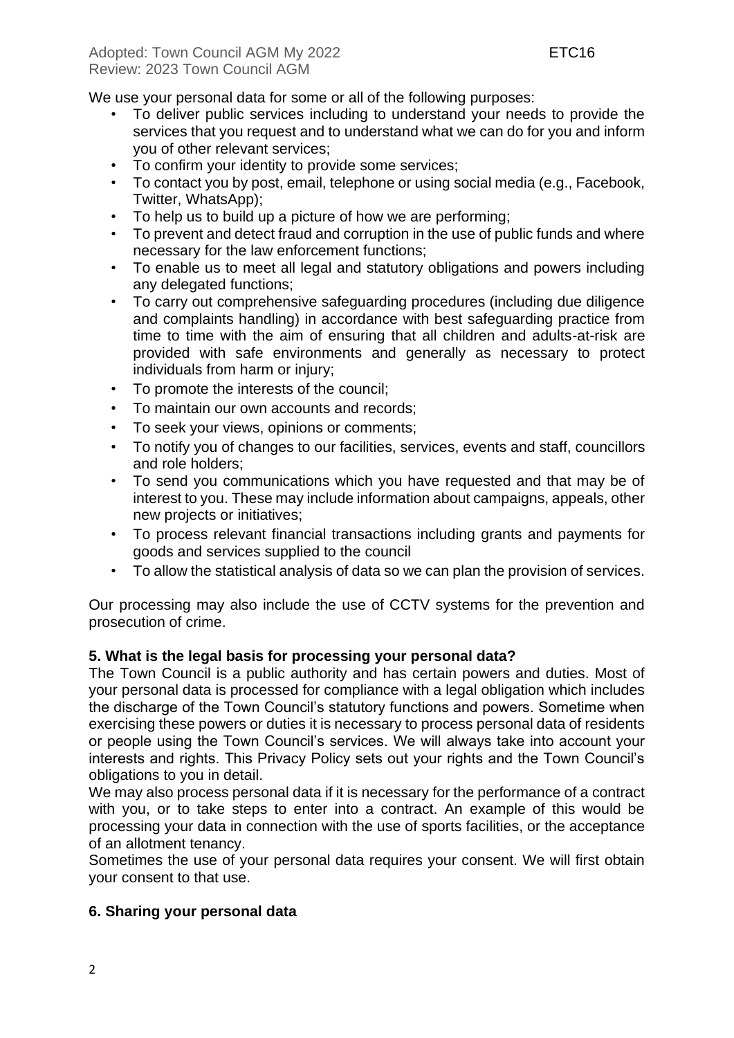We use your personal data for some or all of the following purposes:

- To deliver public services including to understand your needs to provide the services that you request and to understand what we can do for you and inform you of other relevant services;
- To confirm your identity to provide some services;
- To contact you by post, email, telephone or using social media (e.g., Facebook, Twitter, WhatsApp);
- To help us to build up a picture of how we are performing;
- To prevent and detect fraud and corruption in the use of public funds and where necessary for the law enforcement functions;
- To enable us to meet all legal and statutory obligations and powers including any delegated functions;
- To carry out comprehensive safeguarding procedures (including due diligence and complaints handling) in accordance with best safeguarding practice from time to time with the aim of ensuring that all children and adults-at-risk are provided with safe environments and generally as necessary to protect individuals from harm or injury;
- To promote the interests of the council;
- To maintain our own accounts and records;
- To seek your views, opinions or comments;
- To notify you of changes to our facilities, services, events and staff, councillors and role holders;
- To send you communications which you have requested and that may be of interest to you. These may include information about campaigns, appeals, other new projects or initiatives;
- To process relevant financial transactions including grants and payments for goods and services supplied to the council
- To allow the statistical analysis of data so we can plan the provision of services.

Our processing may also include the use of CCTV systems for the prevention and prosecution of crime.

**5. What is the legal basis for processing your personal data?**

The Town Council is a public authority and has certain powers and duties. Most of your personal data is processed for compliance with a legal obligation which includes the discharge of the Town Council's statutory functions and powers. Sometime when exercising these powers or duties it is necessary to process personal data of residents or people using the Town Council's services. We will always take into account your interests and rights. This Privacy Policy sets out your rights and the Town Council's obligations to you in detail.

We may also process personal data if it is necessary for the performance of a contract with you, or to take steps to enter into a contract. An example of this would be processing your data in connection with the use of sports facilities, or the acceptance of an allotment tenancy.

Sometimes the use of your personal data requires your consent. We will first obtain your consent to that use.

**6. Sharing your personal data**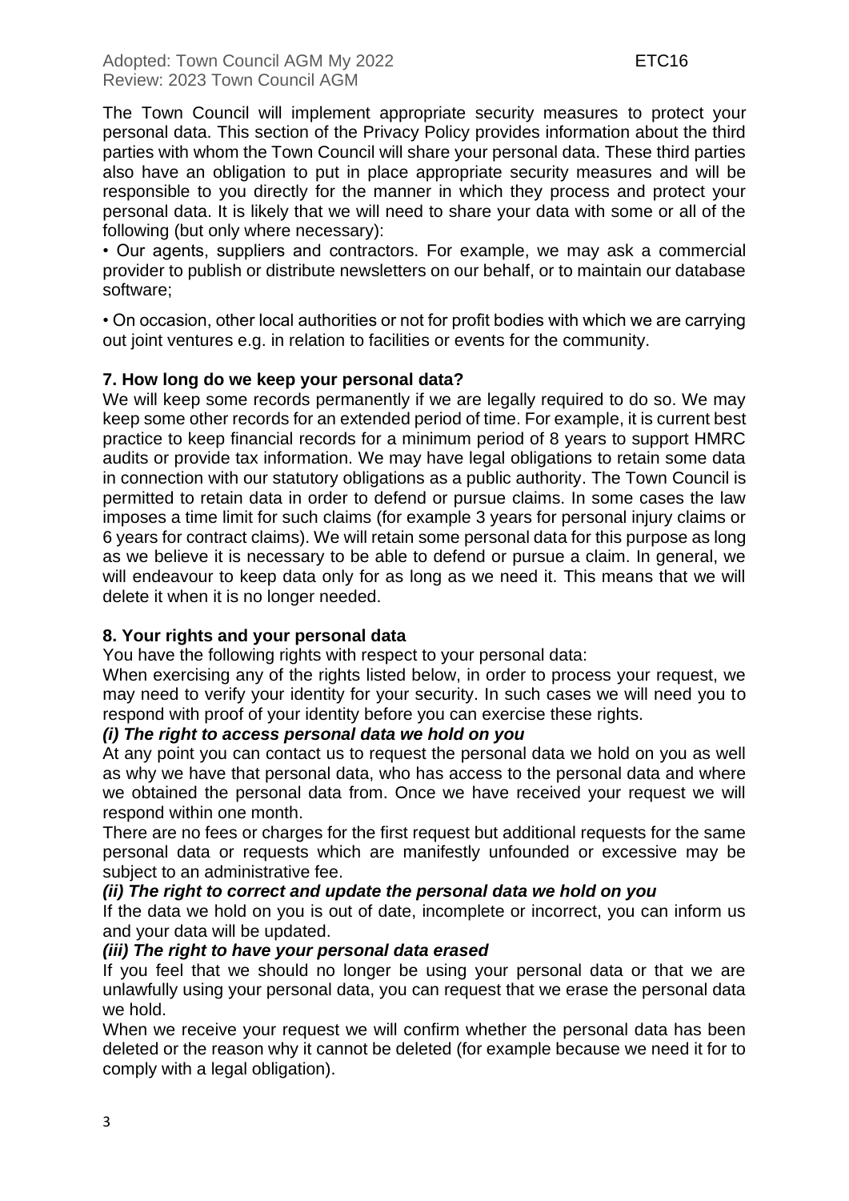The Town Council will implement appropriate security measures to protect your personal data. This section of the Privacy Policy provides information about the third parties with whom the Town Council will share your personal data. These third parties also have an obligation to put in place appropriate security measures and will be responsible to you directly for the manner in which they process and protect your personal data. It is likely that we will need to share your data with some or all of the following (but only where necessary):

- Our agents, suppliers and contractors. For example, we may ask a commercial provider to publish or distribute newsletters on our behalf, or to maintain our database software;

- On occasion, other local authorities or not for profit bodies with which we are carrying out joint ventures e.g. in relation to facilities or events for the community.

## 7. How long do we keep your personal data?

We will keep some records permanently if we are legally required to do so. We may keep some other records for an extended period of time. For example, it is current best practice to keep financial records for a minimum period of 8 years to support HMRC audits or provide tax information. We may have legal obligations to retain some data in connection with our statutory obligations as a public authority. The Town Council is permitted to retain data in order to defend or pursue claims. In some cases the law imposes a time limit for such claims (for example 3 years for personal injury claims or 6 years for contract claims). We will retain some personal data for this purpose as long as we believe it is necessary to be able to defend or pursue a claim. In general, we will endeavour to keep data only for as long as we need it. This means that we will delete it when it is no longer needed.

## 8. Your rights and your personal data

You have the following rights with respect to your personal data:

When exercising any of the rights listed below, in order to process your request, we may need to verify your identity for your security. In such cases we will need you to respond with proof of your identity before you can exercise these rights.

***(i) The right to access personal data we hold on you***

At any point you can contact us to request the personal data we hold on you as well as why we have that personal data, who has access to the personal data and where we obtained the personal data from. Once we have received your request we will respond within one month.

There are no fees or charges for the first request but additional requests for the same personal data or requests which are manifestly unfounded or excessive may be subject to an administrative fee.

***(ii) The right to correct and update the personal data we hold on you***

If the data we hold on you is out of date, incomplete or incorrect, you can inform us and your data will be updated.

***(iii) The right to have your personal data erased***

If you feel that we should no longer be using your personal data or that we are unlawfully using your personal data, you can request that we erase the personal data we hold.

When we receive your request we will confirm whether the personal data has been deleted or the reason why it cannot be deleted (for example because we need it for to comply with a legal obligation).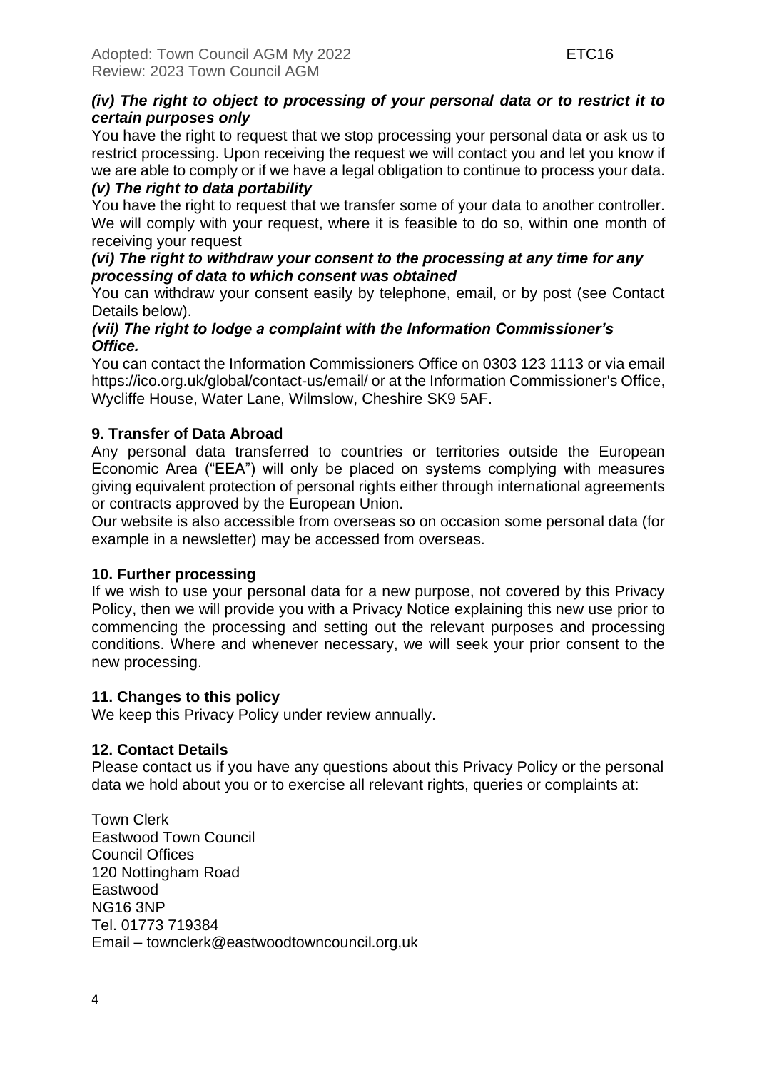***(iv) The right to object to processing of your personal data or to restrict it to certain purposes only***

You have the right to request that we stop processing your personal data or ask us to restrict processing. Upon receiving the request we will contact you and let you know if we are able to comply or if we have a legal obligation to continue to process your data.

***(v) The right to data portability***

You have the right to request that we transfer some of your data to another controller. We will comply with your request, where it is feasible to do so, within one month of receiving your request

***(vi) The right to withdraw your consent to the processing at any time for any processing of data to which consent was obtained***

You can withdraw your consent easily by telephone, email, or by post (see Contact Details below).

***(vii) The right to lodge a complaint with the Information Commissioner's Office.***

You can contact the Information Commissioners Office on 0303 123 1113 or via email https://ico.org.uk/global/contact-us/email/ or at the Information Commissioner's Office, Wycliffe House, Water Lane, Wilmslow, Cheshire SK9 5AF.

## 9. Transfer of Data Abroad

Any personal data transferred to countries or territories outside the European Economic Area ("EEA") will only be placed on systems complying with measures giving equivalent protection of personal rights either through international agreements or contracts approved by the European Union.

Our website is also accessible from overseas so on occasion some personal data (for example in a newsletter) may be accessed from overseas.

## 10. Further processing

If we wish to use your personal data for a new purpose, not covered by this Privacy Policy, then we will provide you with a Privacy Notice explaining this new use prior to commencing the processing and setting out the relevant purposes and processing conditions. Where and whenever necessary, we will seek your prior consent to the new processing.

## 11. Changes to this policy

We keep this Privacy Policy under review annually.

## 12. Contact Details

Please contact us if you have any questions about this Privacy Policy or the personal data we hold about you or to exercise all relevant rights, queries or complaints at:

Town Clerk
Eastwood Town Council
Council Offices
120 Nottingham Road
Eastwood
NG16 3NP
Tel. 01773 719384
Email – townclerk@eastwoodtowncouncil.org,uk